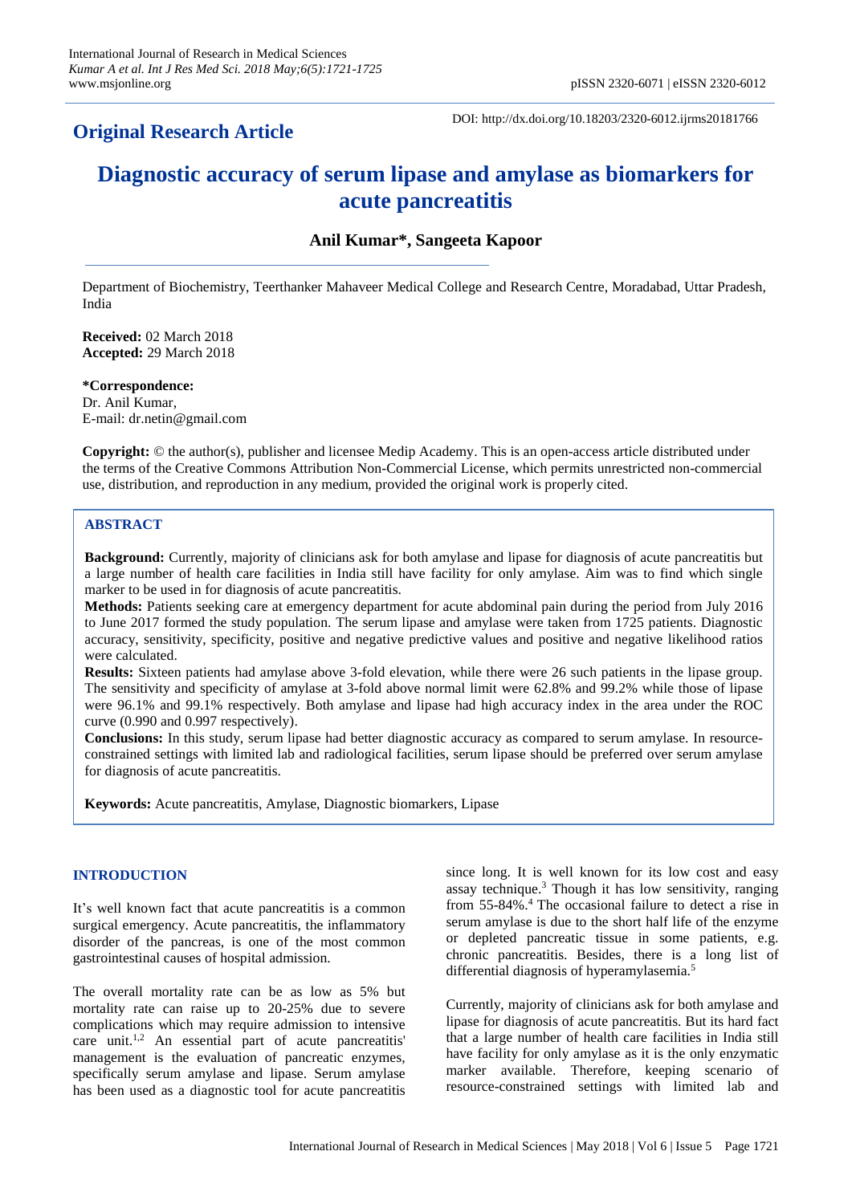## Original Research Article

DOI: http://dx.doi.org/10.18203/2320-6012.ijrms20181766

# Diagnostic accuracy of serum lipase and amylase as biomarkers for acute pancreatitis

**Anil Kumar\*, Sangeeta Kapoor**

Department of Biochemistry, Teerthanker Mahaveer Medical College and Research Centre, Moradabad, Uttar Pradesh, India

**Received:** 02 March 2018
**Accepted:** 29 March 2018

**\*Correspondence:**
Dr. Anil Kumar,
E-mail: dr.netin@gmail.com

**Copyright:** © the author(s), publisher and licensee Medip Academy. This is an open-access article distributed under the terms of the Creative Commons Attribution Non-Commercial License, which permits unrestricted non-commercial use, distribution, and reproduction in any medium, provided the original work is properly cited.

## ABSTRACT

**Background:** Currently, majority of clinicians ask for both amylase and lipase for diagnosis of acute pancreatitis but a large number of health care facilities in India still have facility for only amylase. Aim was to find which single marker to be used in for diagnosis of acute pancreatitis.

**Methods:** Patients seeking care at emergency department for acute abdominal pain during the period from July 2016 to June 2017 formed the study population. The serum lipase and amylase were taken from 1725 patients. Diagnostic accuracy, sensitivity, specificity, positive and negative predictive values and positive and negative likelihood ratios were calculated.

**Results:** Sixteen patients had amylase above 3-fold elevation, while there were 26 such patients in the lipase group. The sensitivity and specificity of amylase at 3-fold above normal limit were 62.8% and 99.2% while those of lipase were 96.1% and 99.1% respectively. Both amylase and lipase had high accuracy index in the area under the ROC curve (0.990 and 0.997 respectively).

**Conclusions:** In this study, serum lipase had better diagnostic accuracy as compared to serum amylase. In resource-constrained settings with limited lab and radiological facilities, serum lipase should be preferred over serum amylase for diagnosis of acute pancreatitis.

**Keywords:** Acute pancreatitis, Amylase, Diagnostic biomarkers, Lipase

## INTRODUCTION

It's well known fact that acute pancreatitis is a common surgical emergency. Acute pancreatitis, the inflammatory disorder of the pancreas, is one of the most common gastrointestinal causes of hospital admission.

The overall mortality rate can be as low as 5% but mortality rate can raise up to 20-25% due to severe complications which may require admission to intensive care unit.[1,2] An essential part of acute pancreatitis' management is the evaluation of pancreatic enzymes, specifically serum amylase and lipase. Serum amylase has been used as a diagnostic tool for acute pancreatitis since long. It is well known for its low cost and easy assay technique.[3] Though it has low sensitivity, ranging from 55-84%.[4] The occasional failure to detect a rise in serum amylase is due to the short half life of the enzyme or depleted pancreatic tissue in some patients, e.g. chronic pancreatitis. Besides, there is a long list of differential diagnosis of hyperamylasemia.[5]

Currently, majority of clinicians ask for both amylase and lipase for diagnosis of acute pancreatitis. But its hard fact that a large number of health care facilities in India still have facility for only amylase as it is the only enzymatic marker available. Therefore, keeping scenario of resource-constrained settings with limited lab and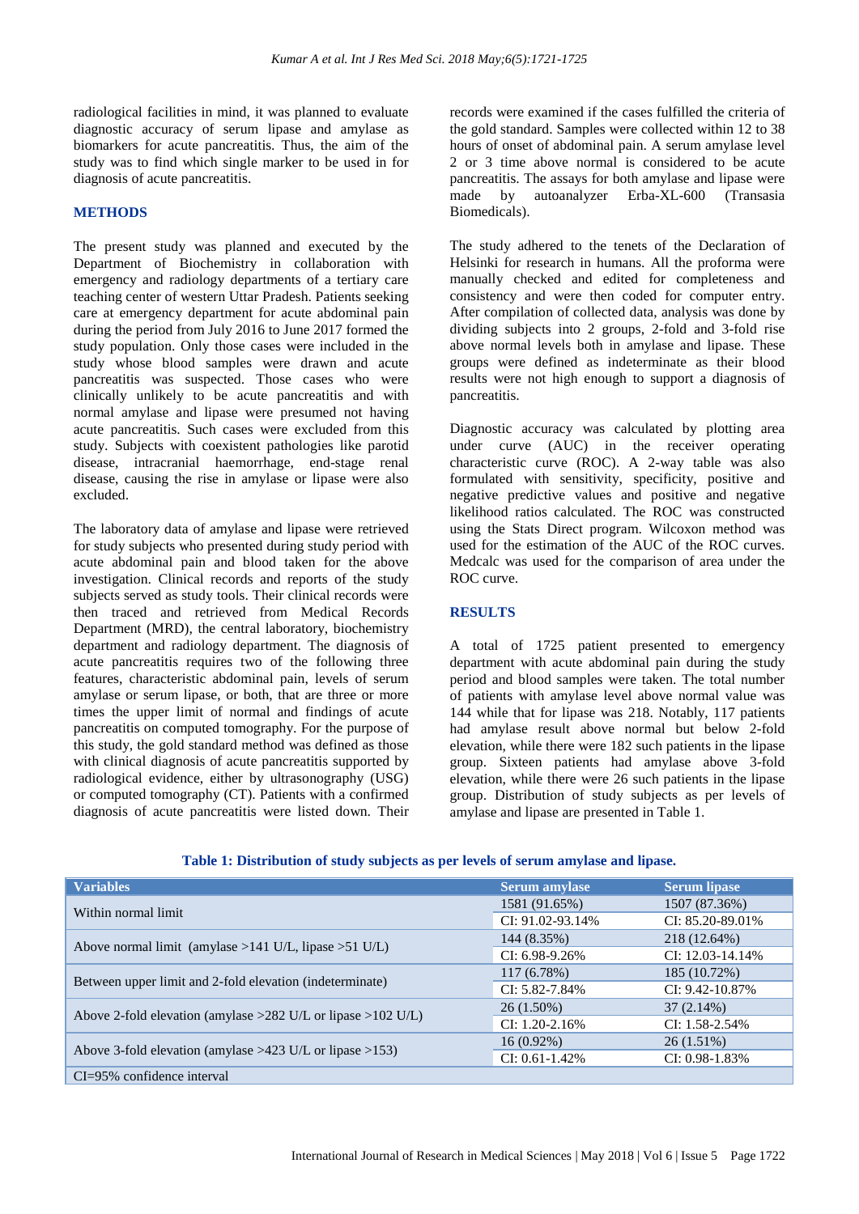radiological facilities in mind, it was planned to evaluate diagnostic accuracy of serum lipase and amylase as biomarkers for acute pancreatitis. Thus, the aim of the study was to find which single marker to be used in for diagnosis of acute pancreatitis.

## METHODS

The present study was planned and executed by the Department of Biochemistry in collaboration with emergency and radiology departments of a tertiary care teaching center of western Uttar Pradesh. Patients seeking care at emergency department for acute abdominal pain during the period from July 2016 to June 2017 formed the study population. Only those cases were included in the study whose blood samples were drawn and acute pancreatitis was suspected. Those cases who were clinically unlikely to be acute pancreatitis and with normal amylase and lipase were presumed not having acute pancreatitis. Such cases were excluded from this study. Subjects with coexistent pathologies like parotid disease, intracranial haemorrhage, end-stage renal disease, causing the rise in amylase or lipase were also excluded.

The laboratory data of amylase and lipase were retrieved for study subjects who presented during study period with acute abdominal pain and blood taken for the above investigation. Clinical records and reports of the study subjects served as study tools. Their clinical records were then traced and retrieved from Medical Records Department (MRD), the central laboratory, biochemistry department and radiology department. The diagnosis of acute pancreatitis requires two of the following three features, characteristic abdominal pain, levels of serum amylase or serum lipase, or both, that are three or more times the upper limit of normal and findings of acute pancreatitis on computed tomography. For the purpose of this study, the gold standard method was defined as those with clinical diagnosis of acute pancreatitis supported by radiological evidence, either by ultrasonography (USG) or computed tomography (CT). Patients with a confirmed diagnosis of acute pancreatitis were listed down. Their records were examined if the cases fulfilled the criteria of the gold standard. Samples were collected within 12 to 38 hours of onset of abdominal pain. A serum amylase level 2 or 3 time above normal is considered to be acute pancreatitis. The assays for both amylase and lipase were made by autoanalyzer Erba-XL-600 (Transasia Biomedicals).

The study adhered to the tenets of the Declaration of Helsinki for research in humans. All the proforma were manually checked and edited for completeness and consistency and were then coded for computer entry. After compilation of collected data, analysis was done by dividing subjects into 2 groups, 2-fold and 3-fold rise above normal levels both in amylase and lipase. These groups were defined as indeterminate as their blood results were not high enough to support a diagnosis of pancreatitis.

Diagnostic accuracy was calculated by plotting area under curve (AUC) in the receiver operating characteristic curve (ROC). A 2-way table was also formulated with sensitivity, specificity, positive and negative predictive values and positive and negative likelihood ratios calculated. The ROC was constructed using the Stats Direct program. Wilcoxon method was used for the estimation of the AUC of the ROC curves. Medcalc was used for the comparison of area under the ROC curve.

## RESULTS

A total of 1725 patient presented to emergency department with acute abdominal pain during the study period and blood samples were taken. The total number of patients with amylase level above normal value was 144 while that for lipase was 218. Notably, 117 patients had amylase result above normal but below 2-fold elevation, while there were 182 such patients in the lipase group. Sixteen patients had amylase above 3-fold elevation, while there were 26 such patients in the lipase group. Distribution of study subjects as per levels of amylase and lipase are presented in Table 1.

**Table 1: Distribution of study subjects as per levels of serum amylase and lipase.**

| Variables | Serum amylase | Serum lipase |
|---|---|---|
| Within normal limit | 1581 (91.65%) | 1507 (87.36%) |
| | CI: 91.02-93.14% | CI: 85.20-89.01% |
| Above normal limit (amylase >141 U/L, lipase >51 U/L) | 144 (8.35%) | 218 (12.64%) |
| | CI: 6.98-9.26% | CI: 12.03-14.14% |
| Between upper limit and 2-fold elevation (indeterminate) | 117 (6.78%) | 185 (10.72%) |
| | CI: 5.82-7.84% | CI: 9.42-10.87% |
| Above 2-fold elevation (amylase >282 U/L or lipase >102 U/L) | 26 (1.50%) | 37 (2.14%) |
| | CI: 1.20-2.16% | CI: 1.58-2.54% |
| Above 3-fold elevation (amylase >423 U/L or lipase >153) | 16 (0.92%) | 26 (1.51%) |
| | CI: 0.61-1.42% | CI: 0.98-1.83% |

CI=95% confidence interval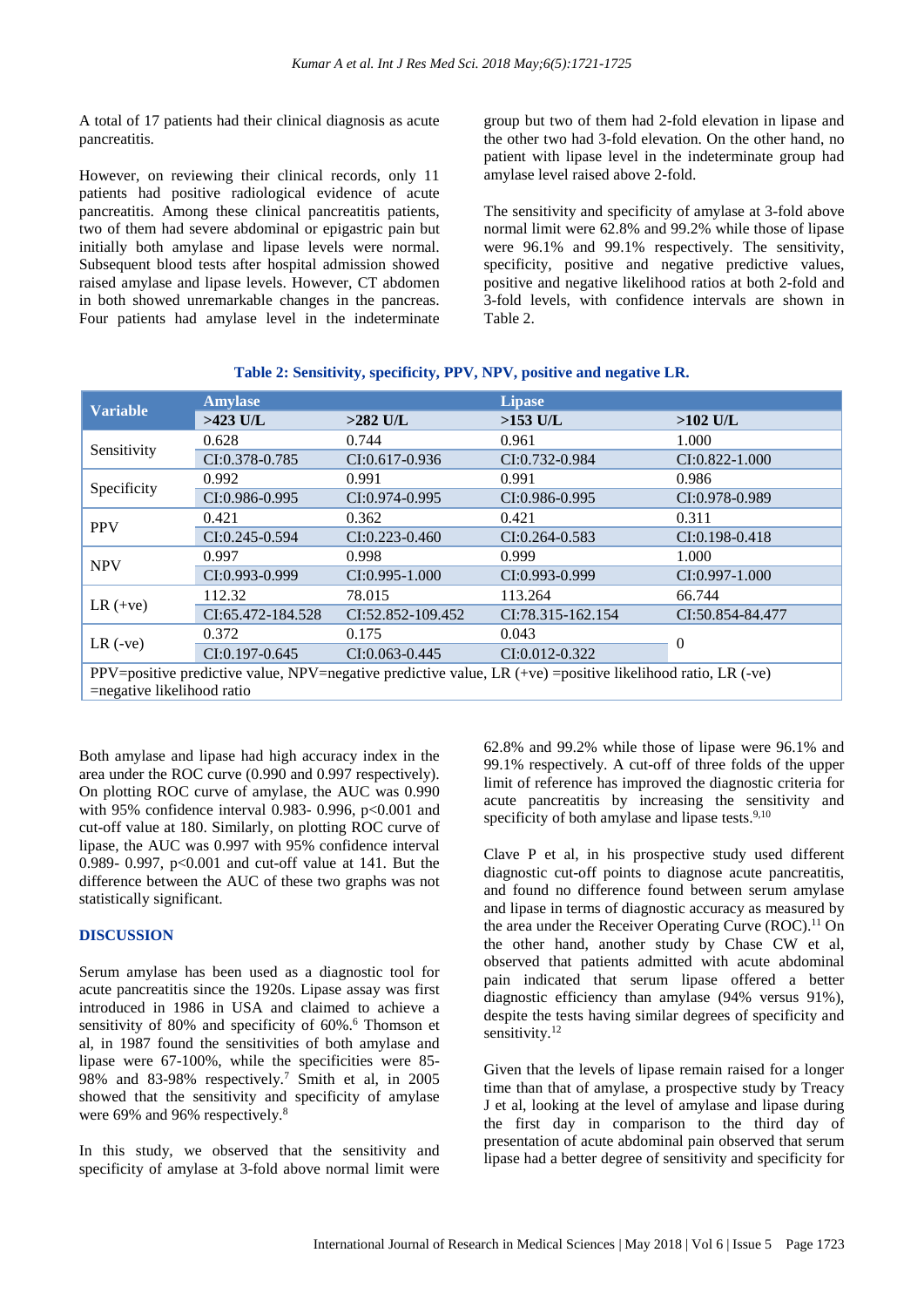A total of 17 patients had their clinical diagnosis as acute pancreatitis.

However, on reviewing their clinical records, only 11 patients had positive radiological evidence of acute pancreatitis. Among these clinical pancreatitis patients, two of them had severe abdominal or epigastric pain but initially both amylase and lipase levels were normal. Subsequent blood tests after hospital admission showed raised amylase and lipase levels. However, CT abdomen in both showed unremarkable changes in the pancreas. Four patients had amylase level in the indeterminate group but two of them had 2-fold elevation in lipase and the other two had 3-fold elevation. On the other hand, no patient with lipase level in the indeterminate group had amylase level raised above 2-fold.

The sensitivity and specificity of amylase at 3-fold above normal limit were 62.8% and 99.2% while those of lipase were 96.1% and 99.1% respectively. The sensitivity, specificity, positive and negative predictive values, positive and negative likelihood ratios at both 2-fold and 3-fold levels, with confidence intervals are shown in Table 2.

**Table 2: Sensitivity, specificity, PPV, NPV, positive and negative LR.**

| Variable | Amylase | | Lipase | |
|---|---|---|---|---|
| | >423 U/L | >282 U/L | >153 U/L | >102 U/L |
| Sensitivity | 0.628 | 0.744 | 0.961 | 1.000 |
| | CI:0.378-0.785 | CI:0.617-0.936 | CI:0.732-0.984 | CI:0.822-1.000 |
| Specificity | 0.992 | 0.991 | 0.991 | 0.986 |
| | CI:0.986-0.995 | CI:0.974-0.995 | CI:0.986-0.995 | CI:0.978-0.989 |
| PPV | 0.421 | 0.362 | 0.421 | 0.311 |
| | CI:0.245-0.594 | CI:0.223-0.460 | CI:0.264-0.583 | CI:0.198-0.418 |
| NPV | 0.997 | 0.998 | 0.999 | 1.000 |
| | CI:0.993-0.999 | CI:0.995-1.000 | CI:0.993-0.999 | CI:0.997-1.000 |
| LR (+ve) | 112.32 | 78.015 | 113.264 | 66.744 |
| | CI:65.472-184.528 | CI:52.852-109.452 | CI:78.315-162.154 | CI:50.854-84.477 |
| LR (-ve) | 0.372 | 0.175 | 0.043 | 0 |
| | CI:0.197-0.645 | CI:0.063-0.445 | CI:0.012-0.322 | |

PPV=positive predictive value, NPV=negative predictive value, LR (+ve) =positive likelihood ratio, LR (-ve) =negative likelihood ratio

Both amylase and lipase had high accuracy index in the area under the ROC curve (0.990 and 0.997 respectively). On plotting ROC curve of amylase, the AUC was 0.990 with 95% confidence interval 0.983- 0.996, $p<0.001$ and cut-off value at 180. Similarly, on plotting ROC curve of lipase, the AUC was 0.997 with 95% confidence interval 0.989- 0.997, $p<0.001$ and cut-off value at 141. But the difference between the AUC of these two graphs was not statistically significant.

## DISCUSSION

Serum amylase has been used as a diagnostic tool for acute pancreatitis since the 1920s. Lipase assay was first introduced in 1986 in USA and claimed to achieve a sensitivity of 80% and specificity of 60%.[6] Thomson et al, in 1987 found the sensitivities of both amylase and lipase were 67-100%, while the specificities were 85-98% and 83-98% respectively.[7] Smith et al, in 2005 showed that the sensitivity and specificity of amylase were 69% and 96% respectively.[8]

In this study, we observed that the sensitivity and specificity of amylase at 3-fold above normal limit were 62.8% and 99.2% while those of lipase were 96.1% and 99.1% respectively. A cut-off of three folds of the upper limit of reference has improved the diagnostic criteria for acute pancreatitis by increasing the sensitivity and specificity of both amylase and lipase tests.[9,10]

Clave P et al, in his prospective study used different diagnostic cut-off points to diagnose acute pancreatitis, and found no difference found between serum amylase and lipase in terms of diagnostic accuracy as measured by the area under the Receiver Operating Curve (ROC).[11] On the other hand, another study by Chase CW et al, observed that patients admitted with acute abdominal pain indicated that serum lipase offered a better diagnostic efficiency than amylase (94% versus 91%), despite the tests having similar degrees of specificity and sensitivity.[12]

Given that the levels of lipase remain raised for a longer time than that of amylase, a prospective study by Treacy J et al, looking at the level of amylase and lipase during the first day in comparison to the third day of presentation of acute abdominal pain observed that serum lipase had a better degree of sensitivity and specificity for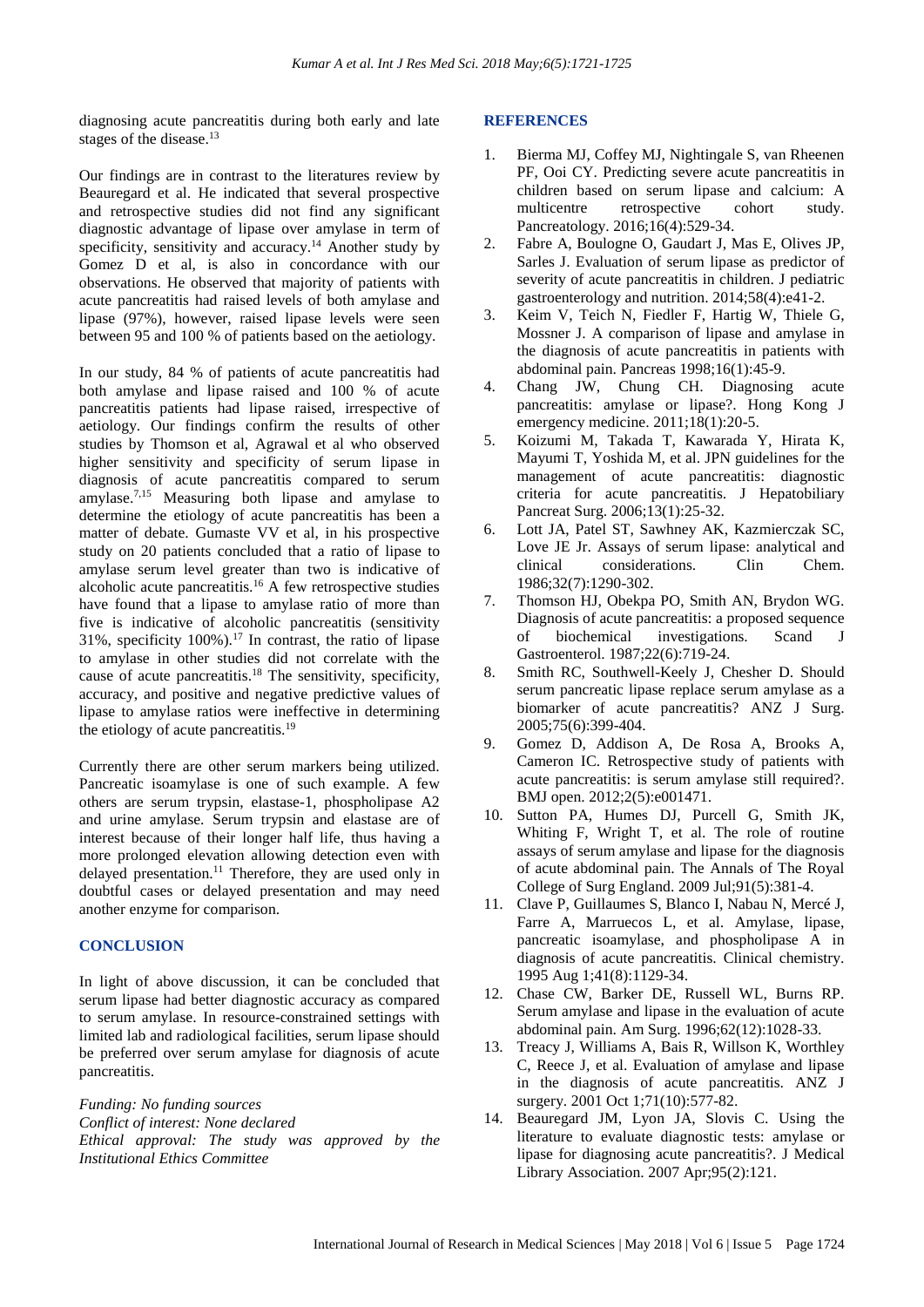diagnosing acute pancreatitis during both early and late stages of the disease.[13]

Our findings are in contrast to the literatures review by Beauregard et al. He indicated that several prospective and retrospective studies did not find any significant diagnostic advantage of lipase over amylase in term of specificity, sensitivity and accuracy.[14] Another study by Gomez D et al, is also in concordance with our observations. He observed that majority of patients with acute pancreatitis had raised levels of both amylase and lipase (97%), however, raised lipase levels were seen between 95 and 100 % of patients based on the aetiology.

In our study, 84 % of patients of acute pancreatitis had both amylase and lipase raised and 100 % of acute pancreatitis patients had lipase raised, irrespective of aetiology. Our findings confirm the results of other studies by Thomson et al, Agrawal et al who observed higher sensitivity and specificity of serum lipase in diagnosis of acute pancreatitis compared to serum amylase.[7,15] Measuring both lipase and amylase to determine the etiology of acute pancreatitis has been a matter of debate. Gumaste VV et al, in his prospective study on 20 patients concluded that a ratio of lipase to amylase serum level greater than two is indicative of alcoholic acute pancreatitis.[16] A few retrospective studies have found that a lipase to amylase ratio of more than five is indicative of alcoholic pancreatitis (sensitivity 31%, specificity 100%).[17] In contrast, the ratio of lipase to amylase in other studies did not correlate with the cause of acute pancreatitis.[18] The sensitivity, specificity, accuracy, and positive and negative predictive values of lipase to amylase ratios were ineffective in determining the etiology of acute pancreatitis.[19]

Currently there are other serum markers being utilized. Pancreatic isoamylase is one of such example. A few others are serum trypsin, elastase-1, phospholipase A2 and urine amylase. Serum trypsin and elastase are of interest because of their longer half life, thus having a more prolonged elevation allowing detection even with delayed presentation.[11] Therefore, they are used only in doubtful cases or delayed presentation and may need another enzyme for comparison.

## CONCLUSION

In light of above discussion, it can be concluded that serum lipase had better diagnostic accuracy as compared to serum amylase. In resource-constrained settings with limited lab and radiological facilities, serum lipase should be preferred over serum amylase for diagnosis of acute pancreatitis.

*Funding: No funding sources*
*Conflict of interest: None declared*
*Ethical approval: The study was approved by the Institutional Ethics Committee*

## REFERENCES

1. Bierma MJ, Coffey MJ, Nightingale S, van Rheenen PF, Ooi CY. Predicting severe acute pancreatitis in children based on serum lipase and calcium: A multicentre retrospective cohort study. Pancreatology. 2016;16(4):529-34.
2. Fabre A, Boulogne O, Gaudart J, Mas E, Olives JP, Sarles J. Evaluation of serum lipase as predictor of severity of acute pancreatitis in children. J pediatric gastroenterology and nutrition. 2014;58(4):e41-2.
3. Keim V, Teich N, Fiedler F, Hartig W, Thiele G, Mossner J. A comparison of lipase and amylase in the diagnosis of acute pancreatitis in patients with abdominal pain. Pancreas 1998;16(1):45-9.
4. Chang JW, Chung CH. Diagnosing acute pancreatitis: amylase or lipase?. Hong Kong J emergency medicine. 2011;18(1):20-5.
5. Koizumi M, Takada T, Kawarada Y, Hirata K, Mayumi T, Yoshida M, et al. JPN guidelines for the management of acute pancreatitis: diagnostic criteria for acute pancreatitis. J Hepatobiliary Pancreat Surg. 2006;13(1):25-32.
6. Lott JA, Patel ST, Sawhney AK, Kazmierczak SC, Love JE Jr. Assays of serum lipase: analytical and clinical considerations. Clin Chem. 1986;32(7):1290-302.
7. Thomson HJ, Obekpa PO, Smith AN, Brydon WG. Diagnosis of acute pancreatitis: a proposed sequence of biochemical investigations. Scand J Gastroenterol. 1987;22(6):719-24.
8. Smith RC, Southwell-Keely J, Chesher D. Should serum pancreatic lipase replace serum amylase as a biomarker of acute pancreatitis? ANZ J Surg. 2005;75(6):399-404.
9. Gomez D, Addison A, De Rosa A, Brooks A, Cameron IC. Retrospective study of patients with acute pancreatitis: is serum amylase still required?. BMJ open. 2012;2(5):e001471.
10. Sutton PA, Humes DJ, Purcell G, Smith JK, Whiting F, Wright T, et al. The role of routine assays of serum amylase and lipase for the diagnosis of acute abdominal pain. The Annals of The Royal College of Surg England. 2009 Jul;91(5):381-4.
11. Clave P, Guillaumes S, Blanco I, Nabau N, Mercé J, Farre A, Marruecos L, et al. Amylase, lipase, pancreatic isoamylase, and phospholipase A in diagnosis of acute pancreatitis. Clinical chemistry. 1995 Aug 1;41(8):1129-34.
12. Chase CW, Barker DE, Russell WL, Burns RP. Serum amylase and lipase in the evaluation of acute abdominal pain. Am Surg. 1996;62(12):1028-33.
13. Treacy J, Williams A, Bais R, Willson K, Worthley C, Reece J, et al. Evaluation of amylase and lipase in the diagnosis of acute pancreatitis. ANZ J surgery. 2001 Oct 1;71(10):577-82.
14. Beauregard JM, Lyon JA, Slovis C. Using the literature to evaluate diagnostic tests: amylase or lipase for diagnosing acute pancreatitis?. J Medical Library Association. 2007 Apr;95(2):121.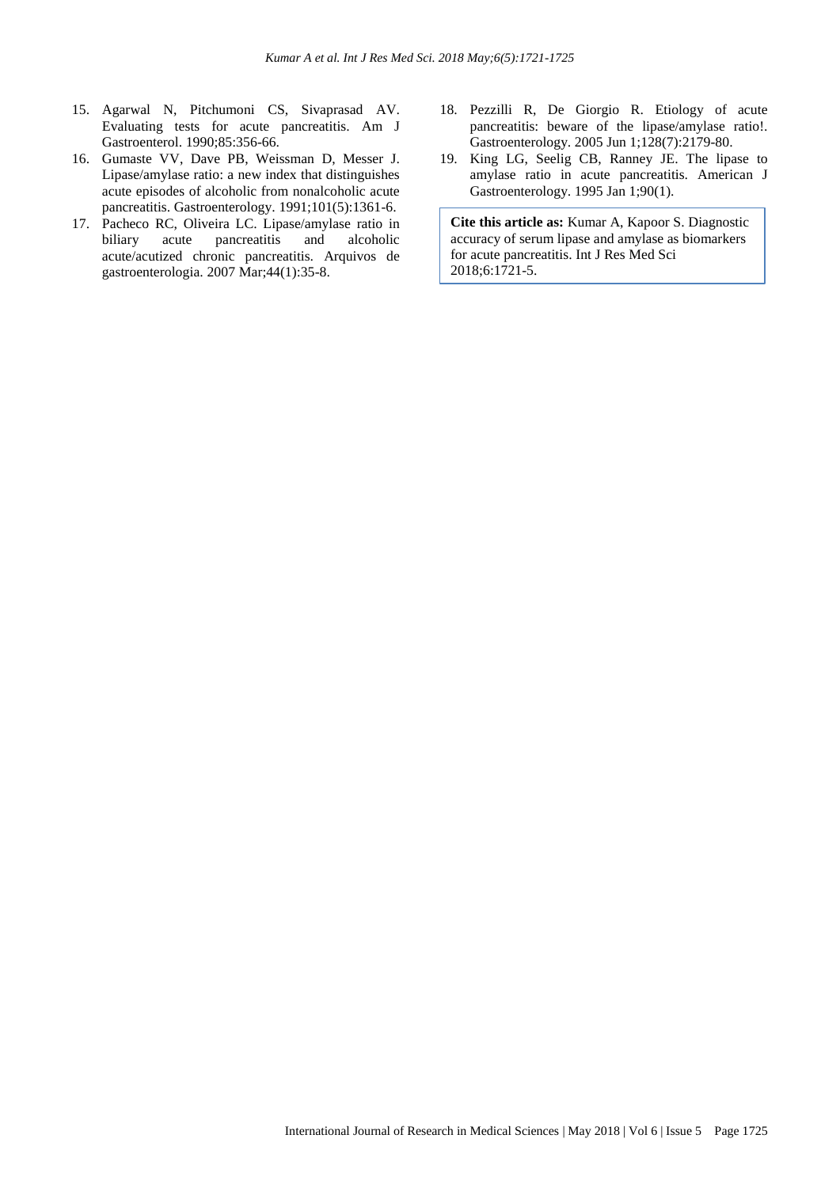15. Agarwal N, Pitchumoni CS, Sivaprasad AV. Evaluating tests for acute pancreatitis. Am J Gastroenterol. 1990;85:356-66.
16. Gumaste VV, Dave PB, Weissman D, Messer J. Lipase/amylase ratio: a new index that distinguishes acute episodes of alcoholic from nonalcoholic acute pancreatitis. Gastroenterology. 1991;101(5):1361-6.
17. Pacheco RC, Oliveira LC. Lipase/amylase ratio in biliary acute pancreatitis and alcoholic acute/acutized chronic pancreatitis. Arquivos de gastroenterologia. 2007 Mar;44(1):35-8.
18. Pezzilli R, De Giorgio R. Etiology of acute pancreatitis: beware of the lipase/amylase ratio!. Gastroenterology. 2005 Jun 1;128(7):2179-80.
19. King LG, Seelig CB, Ranney JE. The lipase to amylase ratio in acute pancreatitis. American J Gastroenterology. 1995 Jan 1;90(1).

**Cite this article as:** Kumar A, Kapoor S. Diagnostic accuracy of serum lipase and amylase as biomarkers for acute pancreatitis. Int J Res Med Sci 2018;6:1721-5.